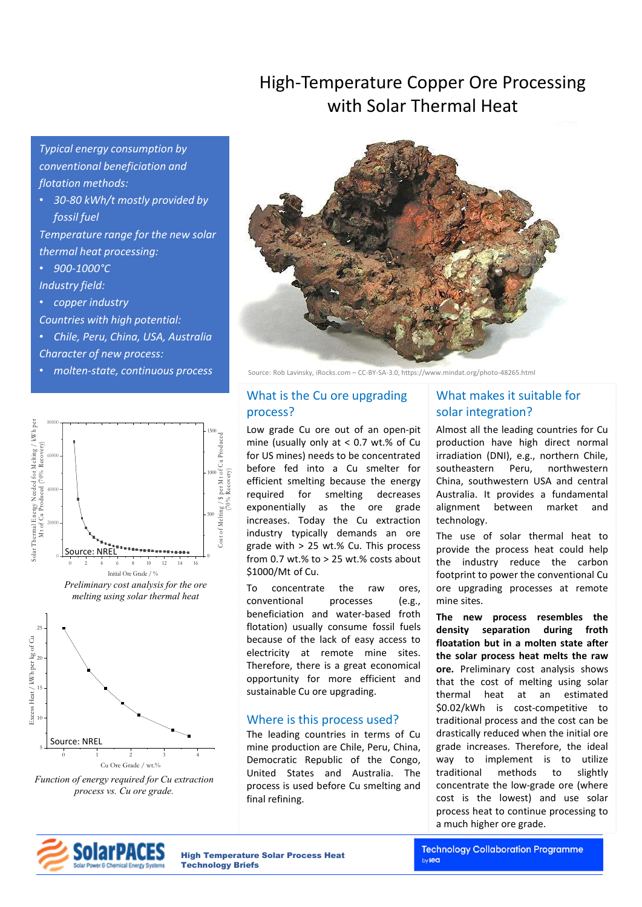# High-Temperature Copper Ore Processing with Solar Thermal Heat

*Typical energy consumption by conventional beneficiation and flotation methods:*

- *30-80 kWh/t mostly provided by fossil fuel*

*Temperature range for the new solar thermal heat processing:*

- *900-1000°C*

*Industry field:*

- *copper industry*

*Countries with high potential:*

- *Chile, Peru, China, USA, Australia*

*Character of new process:*

- *molten-state, continuous process*

Source: Rob Lavinsky, iRocks.com – CC-BY-SA-3.0, https://www.mindat.org/photo-48265.html

Source: NREL

*Preliminary cost analysis for the ore melting using solar thermal heat*

Source: NREL

*Function of energy required for Cu extraction process vs. Cu ore grade.*

## What is the Cu ore upgrading process?

Low grade Cu ore out of an open-pit mine (usually only at < 0.7 wt.% of Cu for US mines) needs to be concentrated before fed into a Cu smelter for efficient smelting because the energy required for smelting decreases exponentially as the ore grade increases. Today the Cu extraction industry typically demands an ore grade with > 25 wt.% Cu. This process from 0.7 wt.% to > 25 wt.% costs about \$1000/Mt of Cu.

To concentrate the raw ores, conventional processes (e.g., beneficiation and water-based froth flotation) usually consume fossil fuels because of the lack of easy access to electricity at remote mine sites. Therefore, there is a great economical opportunity for more efficient and sustainable Cu ore upgrading.

## Where is this process used?

The leading countries in terms of Cu mine production are Chile, Peru, China, Democratic Republic of the Congo, United States and Australia. The process is used before Cu smelting and final refining.

## What makes it suitable for solar integration?

Almost all the leading countries for Cu production have high direct normal irradiation (DNI), e.g., northern Chile, southeastern Peru, northwestern China, southwestern USA and central Australia. It provides a fundamental alignment between market and technology.

The use of solar thermal heat to provide the process heat could help the industry reduce the carbon footprint to power the conventional Cu ore upgrading processes at remote mine sites.

**The new process resembles the density separation during froth floatation but in a molten state after the solar process heat melts the raw ore.** Preliminary cost analysis shows that the cost of melting using solar thermal heat at an estimated \$0.02/kWh is cost-competitive to traditional process and the cost can be drastically reduced when the initial ore grade increases. Therefore, the ideal way to implement is to utilize traditional methods to slightly concentrate the low-grade ore (where cost is the lowest) and use solar process heat to continue processing to a much higher ore grade.

SolarPACES – Solar Power & Chemical Energy Systems

**High Temperature Solar Process Heat Technology Briefs**

Technology Collaboration Programme by iea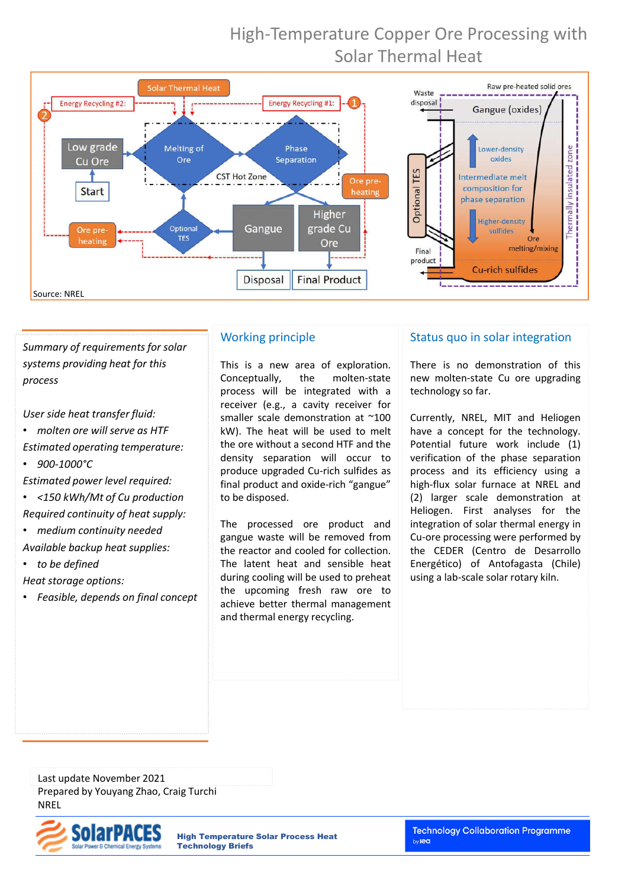# High-Temperature Copper Ore Processing with Solar Thermal Heat

Solar Thermal Heat

Energy Recycling #2:

Energy Recycling #1:

Low grade Cu Ore

Start

Melting of Ore

Phase Separation

CST Hot Zone

Ore pre-heating

Gangue

Higher grade Cu Ore

Optional TES

Ore pre-heating

Disposal

Final Product

Raw pre-heated solid ores

Waste disposal

Gangue (oxides)

Lower-density oxides

Intermediate melt composition for phase separation

Higher-density sulfides

Ore melting/mixing

Optional TES

Thermally insulated zone

Final product

Cu-rich sulfides

Source: NREL

*Summary of requirements for solar systems providing heat for this process*

*User side heat transfer fluid:*

- *molten ore will serve as HTF*

*Estimated operating temperature:*

- *900-1000°C*

*Estimated power level required:*

- *<150 kWh/Mt of Cu production*

*Required continuity of heat supply:*

- *medium continuity needed*

*Available backup heat supplies:*

- *to be defined*

*Heat storage options:*

- *Feasible, depends on final concept*

## Working principle

This is a new area of exploration. Conceptually, the molten-state process will be integrated with a receiver (e.g., a cavity receiver for smaller scale demonstration at ~100 kW). The heat will be used to melt the ore without a second HTF and the density separation will occur to produce upgraded Cu-rich sulfides as final product and oxide-rich "gangue" to be disposed.

The processed ore product and gangue waste will be removed from the reactor and cooled for collection. The latent heat and sensible heat during cooling will be used to preheat the upcoming fresh raw ore to achieve better thermal management and thermal energy recycling.

## Status quo in solar integration

There is no demonstration of this new molten-state Cu ore upgrading technology so far.

Currently, NREL, MIT and Heliogen have a concept for the technology. Potential future work include (1) verification of the phase separation process and its efficiency using a high-flux solar furnace at NREL and (2) larger scale demonstration at Heliogen. First analyses for the integration of solar thermal energy in Cu-ore processing were performed by the CEDER (Centro de Desarrollo Energético) of Antofagasta (Chile) using a lab-scale solar rotary kiln.

Last update November 2021
Prepared by Youyang Zhao, Craig Turchi
NREL

SolarPACES Solar Power & Chemical Energy Systems

**High Temperature Solar Process Heat Technology Briefs**

Technology Collaboration Programme by iea